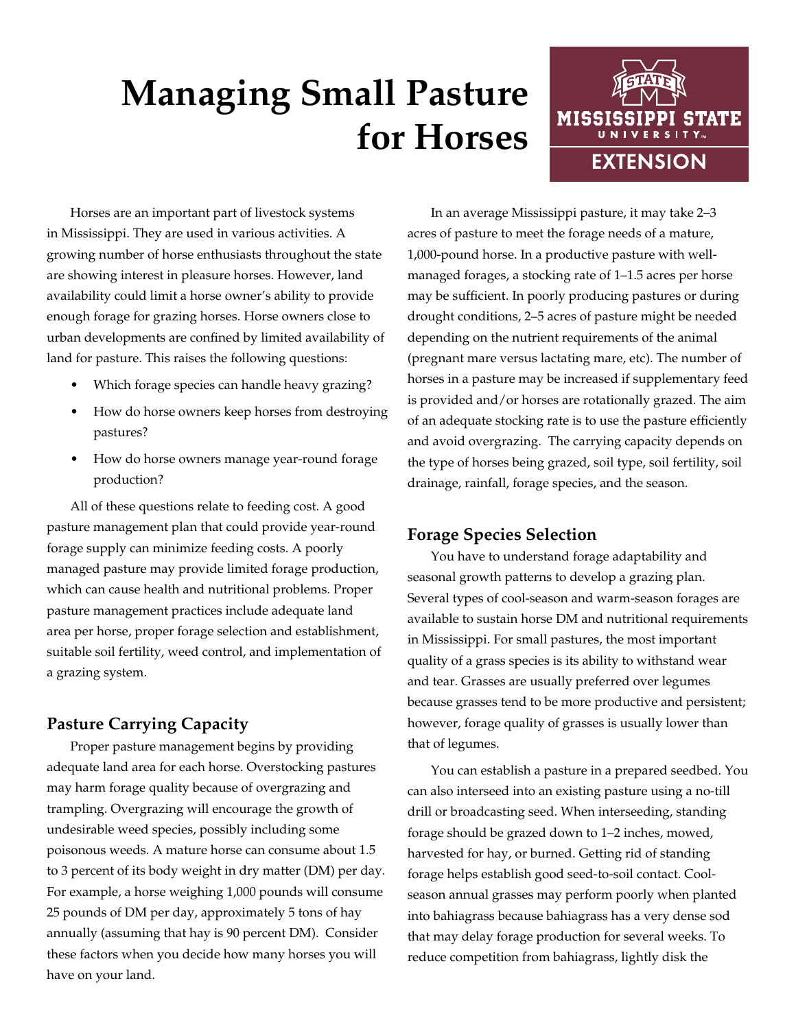# Managing Small Pasture for Horses

MISSISSIPPI STATE UNIVERSITY EXTENSION

Horses are an important part of livestock systems in Mississippi. They are used in various activities. A growing number of horse enthusiasts throughout the state are showing interest in pleasure horses. However, land availability could limit a horse owner's ability to provide enough forage for grazing horses. Horse owners close to urban developments are confined by limited availability of land for pasture. This raises the following questions:

- Which forage species can handle heavy grazing?
- How do horse owners keep horses from destroying pastures?
- How do horse owners manage year-round forage production?

All of these questions relate to feeding cost. A good pasture management plan that could provide year-round forage supply can minimize feeding costs. A poorly managed pasture may provide limited forage production, which can cause health and nutritional problems. Proper pasture management practices include adequate land area per horse, proper forage selection and establishment, suitable soil fertility, weed control, and implementation of a grazing system.

## Pasture Carrying Capacity

Proper pasture management begins by providing adequate land area for each horse. Overstocking pastures may harm forage quality because of overgrazing and trampling. Overgrazing will encourage the growth of undesirable weed species, possibly including some poisonous weeds. A mature horse can consume about 1.5 to 3 percent of its body weight in dry matter (DM) per day. For example, a horse weighing 1,000 pounds will consume 25 pounds of DM per day, approximately 5 tons of hay annually (assuming that hay is 90 percent DM). Consider these factors when you decide how many horses you will have on your land.

In an average Mississippi pasture, it may take 2–3 acres of pasture to meet the forage needs of a mature, 1,000-pound horse. In a productive pasture with well-managed forages, a stocking rate of 1–1.5 acres per horse may be sufficient. In poorly producing pastures or during drought conditions, 2–5 acres of pasture might be needed depending on the nutrient requirements of the animal (pregnant mare versus lactating mare, etc). The number of horses in a pasture may be increased if supplementary feed is provided and/or horses are rotationally grazed. The aim of an adequate stocking rate is to use the pasture efficiently and avoid overgrazing. The carrying capacity depends on the type of horses being grazed, soil type, soil fertility, soil drainage, rainfall, forage species, and the season.

## Forage Species Selection

You have to understand forage adaptability and seasonal growth patterns to develop a grazing plan. Several types of cool-season and warm-season forages are available to sustain horse DM and nutritional requirements in Mississippi. For small pastures, the most important quality of a grass species is its ability to withstand wear and tear. Grasses are usually preferred over legumes because grasses tend to be more productive and persistent; however, forage quality of grasses is usually lower than that of legumes.

You can establish a pasture in a prepared seedbed. You can also interseed into an existing pasture using a no-till drill or broadcasting seed. When interseeding, standing forage should be grazed down to 1–2 inches, mowed, harvested for hay, or burned. Getting rid of standing forage helps establish good seed-to-soil contact. Cool-season annual grasses may perform poorly when planted into bahiagrass because bahiagrass has a very dense sod that may delay forage production for several weeks. To reduce competition from bahiagrass, lightly disk the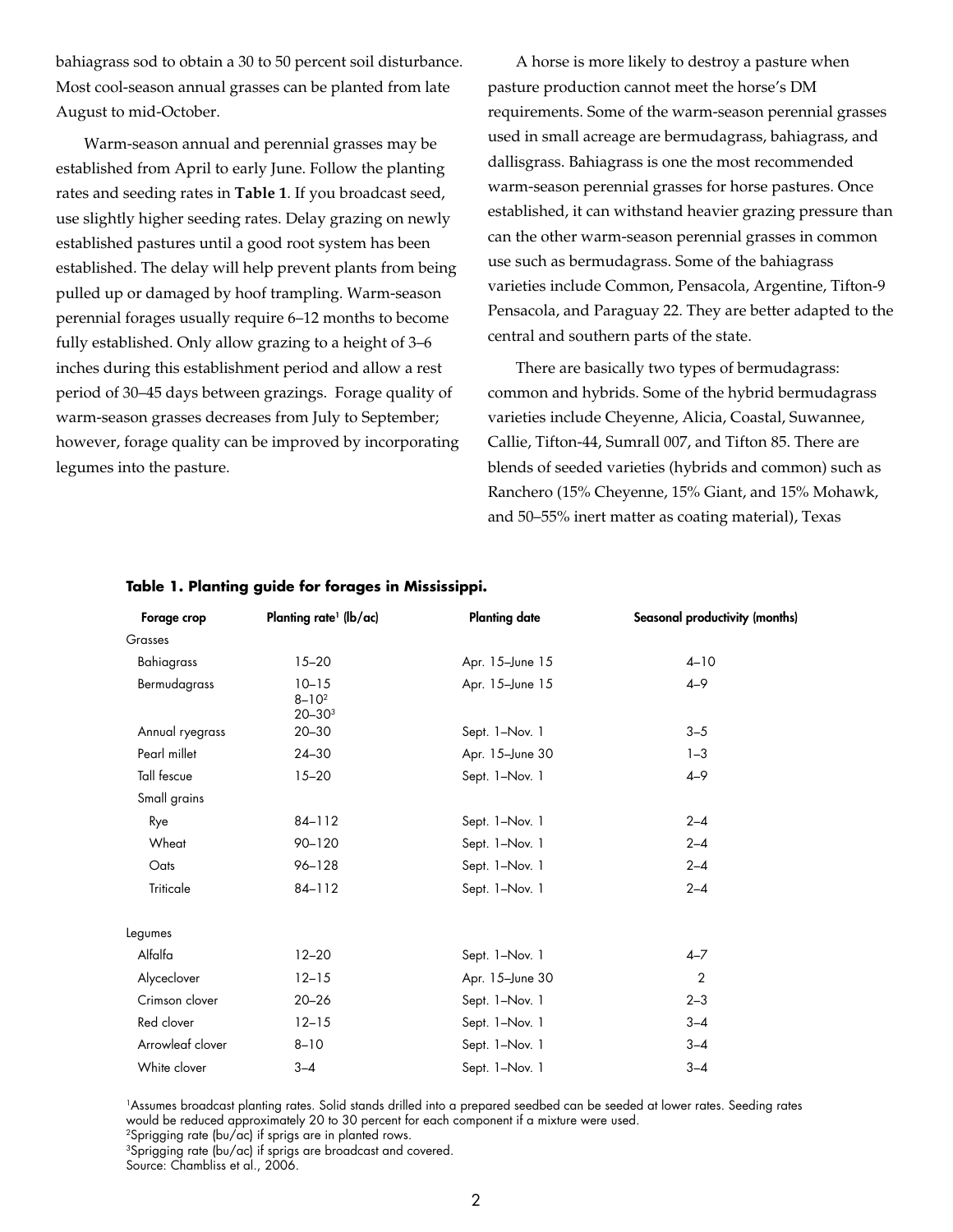bahiagrass sod to obtain a 30 to 50 percent soil disturbance. Most cool-season annual grasses can be planted from late August to mid-October.

Warm-season annual and perennial grasses may be established from April to early June. Follow the planting rates and seeding rates in **Table 1**. If you broadcast seed, use slightly higher seeding rates. Delay grazing on newly established pastures until a good root system has been established. The delay will help prevent plants from being pulled up or damaged by hoof trampling. Warm-season perennial forages usually require 6–12 months to become fully established. Only allow grazing to a height of 3–6 inches during this establishment period and allow a rest period of 30–45 days between grazings. Forage quality of warm-season grasses decreases from July to September; however, forage quality can be improved by incorporating legumes into the pasture.

A horse is more likely to destroy a pasture when pasture production cannot meet the horse's DM requirements. Some of the warm-season perennial grasses used in small acreage are bermudagrass, bahiagrass, and dallisgrass. Bahiagrass is one the most recommended warm-season perennial grasses for horse pastures. Once established, it can withstand heavier grazing pressure than can the other warm-season perennial grasses in common use such as bermudagrass. Some of the bahiagrass varieties include Common, Pensacola, Argentine, Tifton-9 Pensacola, and Paraguay 22. They are better adapted to the central and southern parts of the state.

There are basically two types of bermudagrass: common and hybrids. Some of the hybrid bermudagrass varieties include Cheyenne, Alicia, Coastal, Suwannee, Callie, Tifton-44, Sumrall 007, and Tifton 85. There are blends of seeded varieties (hybrids and common) such as Ranchero (15% Cheyenne, 15% Giant, and 15% Mohawk, and 50–55% inert matter as coating material), Texas

**Table 1. Planting guide for forages in Mississippi.**

| Forage crop | Planting rate[1] (lb/ac) | Planting date | Seasonal productivity (months) |
|---|---|---|---|
| Grasses | | | |
| Bahiagrass | 15–20 | Apr. 15–June 15 | 4–10 |
| Bermudagrass | 10–15<br>8–10[2]<br>20–30[3] | Apr. 15–June 15 | 4–9 |
| Annual ryegrass | 20–30 | Sept. 1–Nov. 1 | 3–5 |
| Pearl millet | 24–30 | Apr. 15–June 30 | 1–3 |
| Tall fescue | 15–20 | Sept. 1–Nov. 1 | 4–9 |
| Small grains | | | |
| Rye | 84–112 | Sept. 1–Nov. 1 | 2–4 |
| Wheat | 90–120 | Sept. 1–Nov. 1 | 2–4 |
| Oats | 96–128 | Sept. 1–Nov. 1 | 2–4 |
| Triticale | 84–112 | Sept. 1–Nov. 1 | 2–4 |
| Legumes | | | |
| Alfalfa | 12–20 | Sept. 1–Nov. 1 | 4–7 |
| Alyceclover | 12–15 | Apr. 15–June 30 | 2 |
| Crimson clover | 20–26 | Sept. 1–Nov. 1 | 2–3 |
| Red clover | 12–15 | Sept. 1–Nov. 1 | 3–4 |
| Arrowleaf clover | 8–10 | Sept. 1–Nov. 1 | 3–4 |
| White clover | 3–4 | Sept. 1–Nov. 1 | 3–4 |

[1]Assumes broadcast planting rates. Solid stands drilled into a prepared seedbed can be seeded at lower rates. Seeding rates would be reduced approximately 20 to 30 percent for each component if a mixture were used.
[2]Sprigging rate (bu/ac) if sprigs are in planted rows.
[3]Sprigging rate (bu/ac) if sprigs are broadcast and covered.
Source: Chambliss et al., 2006.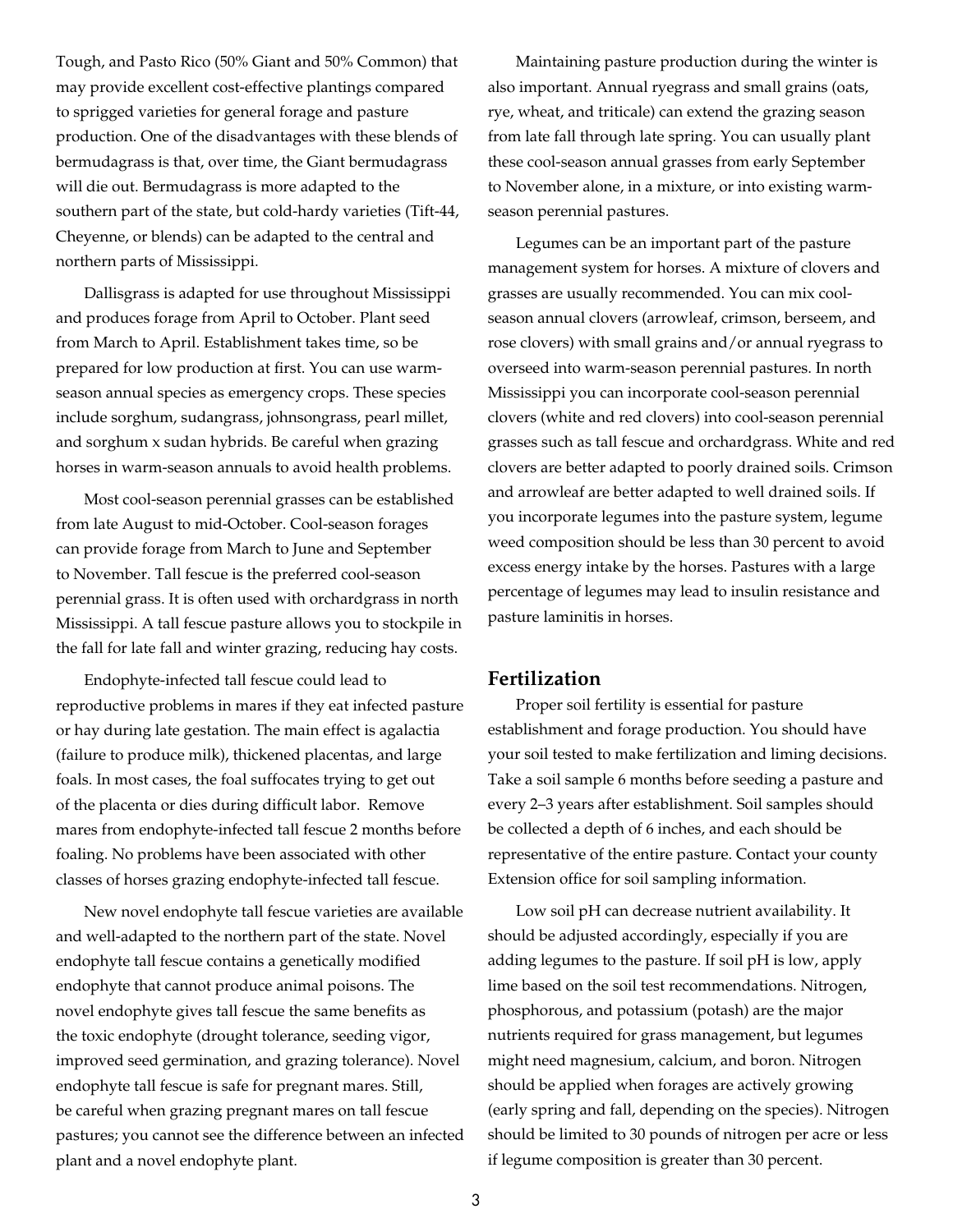Tough, and Pasto Rico (50% Giant and 50% Common) that may provide excellent cost-effective plantings compared to sprigged varieties for general forage and pasture production. One of the disadvantages with these blends of bermudagrass is that, over time, the Giant bermudagrass will die out. Bermudagrass is more adapted to the southern part of the state, but cold-hardy varieties (Tift-44, Cheyenne, or blends) can be adapted to the central and northern parts of Mississippi.

Dallisgrass is adapted for use throughout Mississippi and produces forage from April to October. Plant seed from March to April. Establishment takes time, so be prepared for low production at first. You can use warm-season annual species as emergency crops. These species include sorghum, sudangrass, johnsongrass, pearl millet, and sorghum x sudan hybrids. Be careful when grazing horses in warm-season annuals to avoid health problems.

Most cool-season perennial grasses can be established from late August to mid-October. Cool-season forages can provide forage from March to June and September to November. Tall fescue is the preferred cool-season perennial grass. It is often used with orchardgrass in north Mississippi. A tall fescue pasture allows you to stockpile in the fall for late fall and winter grazing, reducing hay costs.

Endophyte-infected tall fescue could lead to reproductive problems in mares if they eat infected pasture or hay during late gestation. The main effect is agalactia (failure to produce milk), thickened placentas, and large foals. In most cases, the foal suffocates trying to get out of the placenta or dies during difficult labor. Remove mares from endophyte-infected tall fescue 2 months before foaling. No problems have been associated with other classes of horses grazing endophyte-infected tall fescue.

New novel endophyte tall fescue varieties are available and well-adapted to the northern part of the state. Novel endophyte tall fescue contains a genetically modified endophyte that cannot produce animal poisons. The novel endophyte gives tall fescue the same benefits as the toxic endophyte (drought tolerance, seeding vigor, improved seed germination, and grazing tolerance). Novel endophyte tall fescue is safe for pregnant mares. Still, be careful when grazing pregnant mares on tall fescue pastures; you cannot see the difference between an infected plant and a novel endophyte plant.

Maintaining pasture production during the winter is also important. Annual ryegrass and small grains (oats, rye, wheat, and triticale) can extend the grazing season from late fall through late spring. You can usually plant these cool-season annual grasses from early September to November alone, in a mixture, or into existing warm-season perennial pastures.

Legumes can be an important part of the pasture management system for horses. A mixture of clovers and grasses are usually recommended. You can mix cool-season annual clovers (arrowleaf, crimson, berseem, and rose clovers) with small grains and/or annual ryegrass to overseed into warm-season perennial pastures. In north Mississippi you can incorporate cool-season perennial clovers (white and red clovers) into cool-season perennial grasses such as tall fescue and orchardgrass. White and red clovers are better adapted to poorly drained soils. Crimson and arrowleaf are better adapted to well drained soils. If you incorporate legumes into the pasture system, legume weed composition should be less than 30 percent to avoid excess energy intake by the horses. Pastures with a large percentage of legumes may lead to insulin resistance and pasture laminitis in horses.

## Fertilization

Proper soil fertility is essential for pasture establishment and forage production. You should have your soil tested to make fertilization and liming decisions. Take a soil sample 6 months before seeding a pasture and every 2–3 years after establishment. Soil samples should be collected a depth of 6 inches, and each should be representative of the entire pasture. Contact your county Extension office for soil sampling information.

Low soil pH can decrease nutrient availability. It should be adjusted accordingly, especially if you are adding legumes to the pasture. If soil pH is low, apply lime based on the soil test recommendations. Nitrogen, phosphorous, and potassium (potash) are the major nutrients required for grass management, but legumes might need magnesium, calcium, and boron. Nitrogen should be applied when forages are actively growing (early spring and fall, depending on the species). Nitrogen should be limited to 30 pounds of nitrogen per acre or less if legume composition is greater than 30 percent.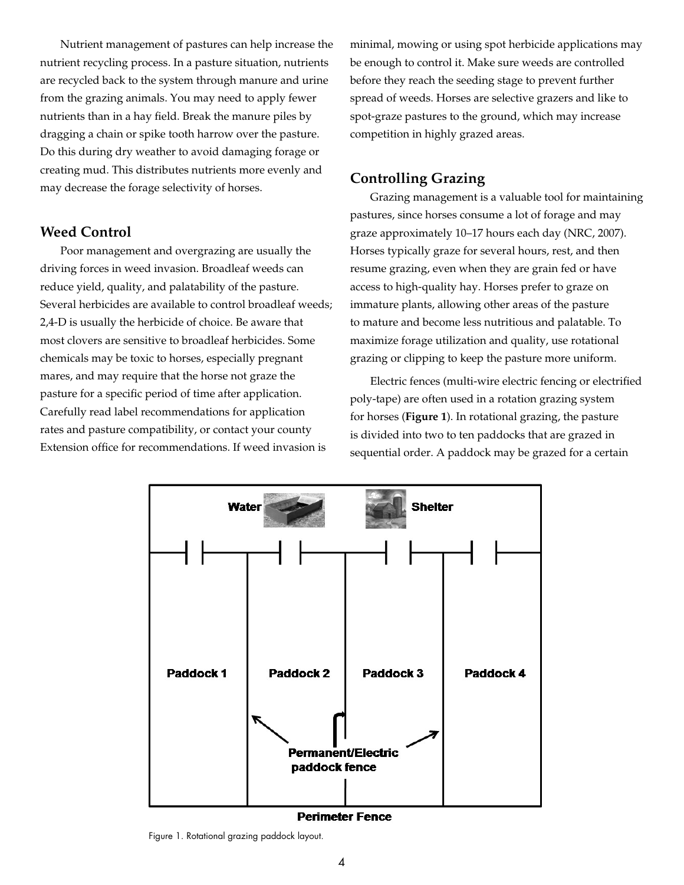Nutrient management of pastures can help increase the nutrient recycling process. In a pasture situation, nutrients are recycled back to the system through manure and urine from the grazing animals. You may need to apply fewer nutrients than in a hay field. Break the manure piles by dragging a chain or spike tooth harrow over the pasture. Do this during dry weather to avoid damaging forage or creating mud. This distributes nutrients more evenly and may decrease the forage selectivity of horses.

## Weed Control

Poor management and overgrazing are usually the driving forces in weed invasion. Broadleaf weeds can reduce yield, quality, and palatability of the pasture. Several herbicides are available to control broadleaf weeds; 2,4-D is usually the herbicide of choice. Be aware that most clovers are sensitive to broadleaf herbicides. Some chemicals may be toxic to horses, especially pregnant mares, and may require that the horse not graze the pasture for a specific period of time after application. Carefully read label recommendations for application rates and pasture compatibility, or contact your county Extension office for recommendations. If weed invasion is minimal, mowing or using spot herbicide applications may be enough to control it. Make sure weeds are controlled before they reach the seeding stage to prevent further spread of weeds. Horses are selective grazers and like to spot-graze pastures to the ground, which may increase competition in highly grazed areas.

## Controlling Grazing

Grazing management is a valuable tool for maintaining pastures, since horses consume a lot of forage and may graze approximately 10–17 hours each day (NRC, 2007). Horses typically graze for several hours, rest, and then resume grazing, even when they are grain fed or have access to high-quality hay. Horses prefer to graze on immature plants, allowing other areas of the pasture to mature and become less nutritious and palatable. To maximize forage utilization and quality, use rotational grazing or clipping to keep the pasture more uniform.

Electric fences (multi-wire electric fencing or electrified poly-tape) are often used in a rotation grazing system for horses (**Figure 1**). In rotational grazing, the pasture is divided into two to ten paddocks that are grazed in sequential order. A paddock may be grazed for a certain

Figure 1. Rotational grazing paddock layout.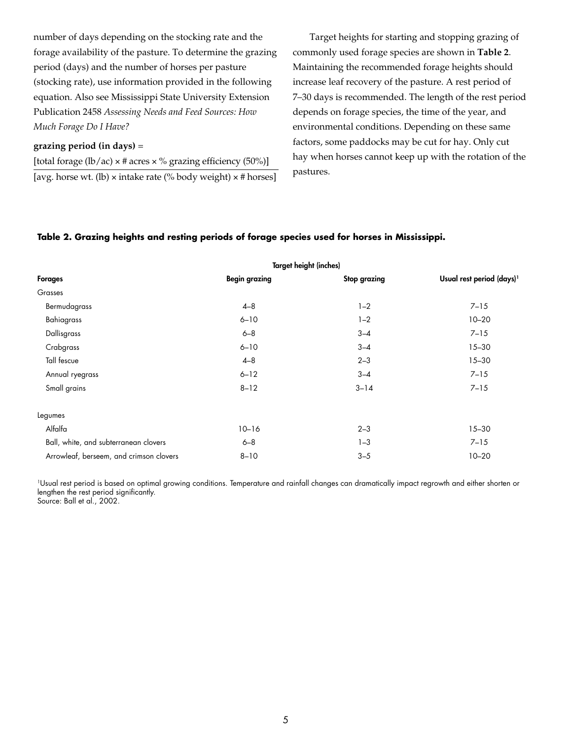number of days depending on the stocking rate and the forage availability of the pasture. To determine the grazing period (days) and the number of horses per pasture (stocking rate), use information provided in the following equation. Also see Mississippi State University Extension Publication 2458 *Assessing Needs and Feed Sources: How Much Forage Do I Have?*

**grazing period (in days)** =

$$\frac{[\text{total forage (lb/ac)} \times \text{\# acres} \times \text{\% grazing efficiency (50\%)}]}{[\text{avg. horse wt. (lb)} \times \text{intake rate (\% body weight)} \times \text{\# horses}]}$$

Target heights for starting and stopping grazing of commonly used forage species are shown in **Table 2**. Maintaining the recommended forage heights should increase leaf recovery of the pasture. A rest period of 7–30 days is recommended. The length of the rest period depends on forage species, the time of the year, and environmental conditions. Depending on these same factors, some paddocks may be cut for hay. Only cut hay when horses cannot keep up with the rotation of the pastures.

**Table 2. Grazing heights and resting periods of forage species used for horses in Mississippi.**

| | Target height (inches) | | |
|---|---|---|---|
| **Forages** | **Begin grazing** | **Stop grazing** | **Usual rest period (days)[1]** |
| Grasses | | | |
| Bermudagrass | 4–8 | 1–2 | 7–15 |
| Bahiagrass | 6–10 | 1–2 | 10–20 |
| Dallisgrass | 6–8 | 3–4 | 7–15 |
| Crabgrass | 6–10 | 3–4 | 15–30 |
| Tall fescue | 4–8 | 2–3 | 15–30 |
| Annual ryegrass | 6–12 | 3–4 | 7–15 |
| Small grains | 8–12 | 3–14 | 7–15 |
| Legumes | | | |
| Alfalfa | 10–16 | 2–3 | 15–30 |
| Ball, white, and subterranean clovers | 6–8 | 1–3 | 7–15 |
| Arrowleaf, berseem, and crimson clovers | 8–10 | 3–5 | 10–20 |

[1]Usual rest period is based on optimal growing conditions. Temperature and rainfall changes can dramatically impact regrowth and either shorten or lengthen the rest period significantly.
Source: Ball et al., 2002.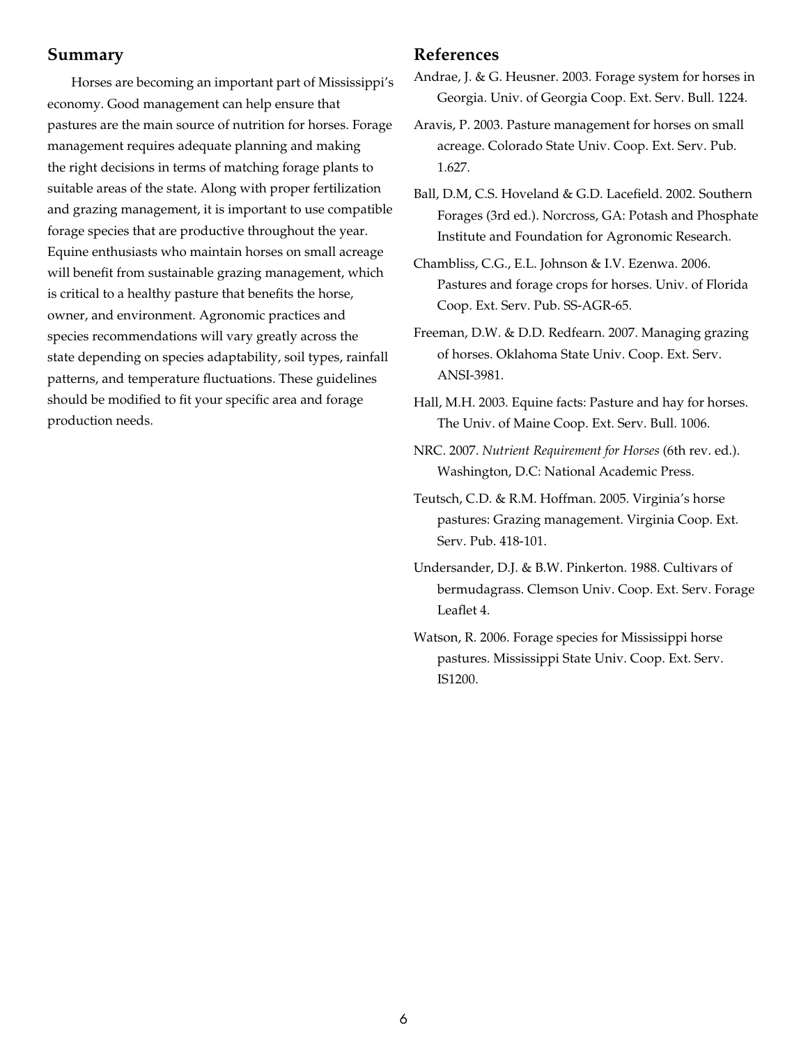## Summary

Horses are becoming an important part of Mississippi's economy. Good management can help ensure that pastures are the main source of nutrition for horses. Forage management requires adequate planning and making the right decisions in terms of matching forage plants to suitable areas of the state. Along with proper fertilization and grazing management, it is important to use compatible forage species that are productive throughout the year. Equine enthusiasts who maintain horses on small acreage will benefit from sustainable grazing management, which is critical to a healthy pasture that benefits the horse, owner, and environment. Agronomic practices and species recommendations will vary greatly across the state depending on species adaptability, soil types, rainfall patterns, and temperature fluctuations. These guidelines should be modified to fit your specific area and forage production needs.

## References

Andrae, J. & G. Heusner. 2003. Forage system for horses in Georgia. Univ. of Georgia Coop. Ext. Serv. Bull. 1224.

Aravis, P. 2003. Pasture management for horses on small acreage. Colorado State Univ. Coop. Ext. Serv. Pub. 1.627.

Ball, D.M, C.S. Hoveland & G.D. Lacefield. 2002. Southern Forages (3rd ed.). Norcross, GA: Potash and Phosphate Institute and Foundation for Agronomic Research.

Chambliss, C.G., E.L. Johnson & I.V. Ezenwa. 2006. Pastures and forage crops for horses. Univ. of Florida Coop. Ext. Serv. Pub. SS-AGR-65.

Freeman, D.W. & D.D. Redfearn. 2007. Managing grazing of horses. Oklahoma State Univ. Coop. Ext. Serv. ANSI-3981.

Hall, M.H. 2003. Equine facts: Pasture and hay for horses. The Univ. of Maine Coop. Ext. Serv. Bull. 1006.

NRC. 2007. *Nutrient Requirement for Horses* (6th rev. ed.). Washington, D.C: National Academic Press.

Teutsch, C.D. & R.M. Hoffman. 2005. Virginia's horse pastures: Grazing management. Virginia Coop. Ext. Serv. Pub. 418-101.

Undersander, D.J. & B.W. Pinkerton. 1988. Cultivars of bermudagrass. Clemson Univ. Coop. Ext. Serv. Forage Leaflet 4.

Watson, R. 2006. Forage species for Mississippi horse pastures. Mississippi State Univ. Coop. Ext. Serv. IS1200.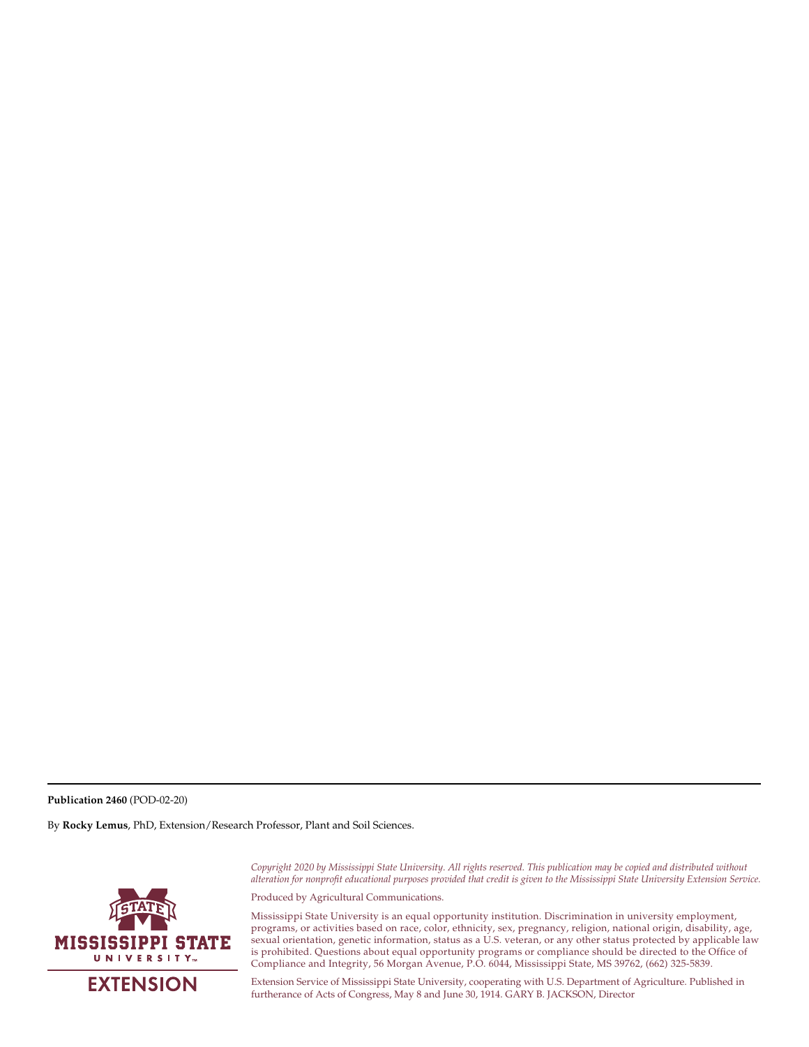**Publication 2460** (POD-02-20)

By **Rocky Lemus**, PhD, Extension/Research Professor, Plant and Soil Sciences.

MISSISSIPPI STATE UNIVERSITY EXTENSION

*Copyright 2020 by Mississippi State University. All rights reserved. This publication may be copied and distributed without alteration for nonprofit educational purposes provided that credit is given to the Mississippi State University Extension Service.*

Produced by Agricultural Communications.

Mississippi State University is an equal opportunity institution. Discrimination in university employment, programs, or activities based on race, color, ethnicity, sex, pregnancy, religion, national origin, disability, age, sexual orientation, genetic information, status as a U.S. veteran, or any other status protected by applicable law is prohibited. Questions about equal opportunity programs or compliance should be directed to the Office of Compliance and Integrity, 56 Morgan Avenue, P.O. 6044, Mississippi State, MS 39762, (662) 325-5839.

Extension Service of Mississippi State University, cooperating with U.S. Department of Agriculture. Published in furtherance of Acts of Congress, May 8 and June 30, 1914. GARY B. JACKSON, Director